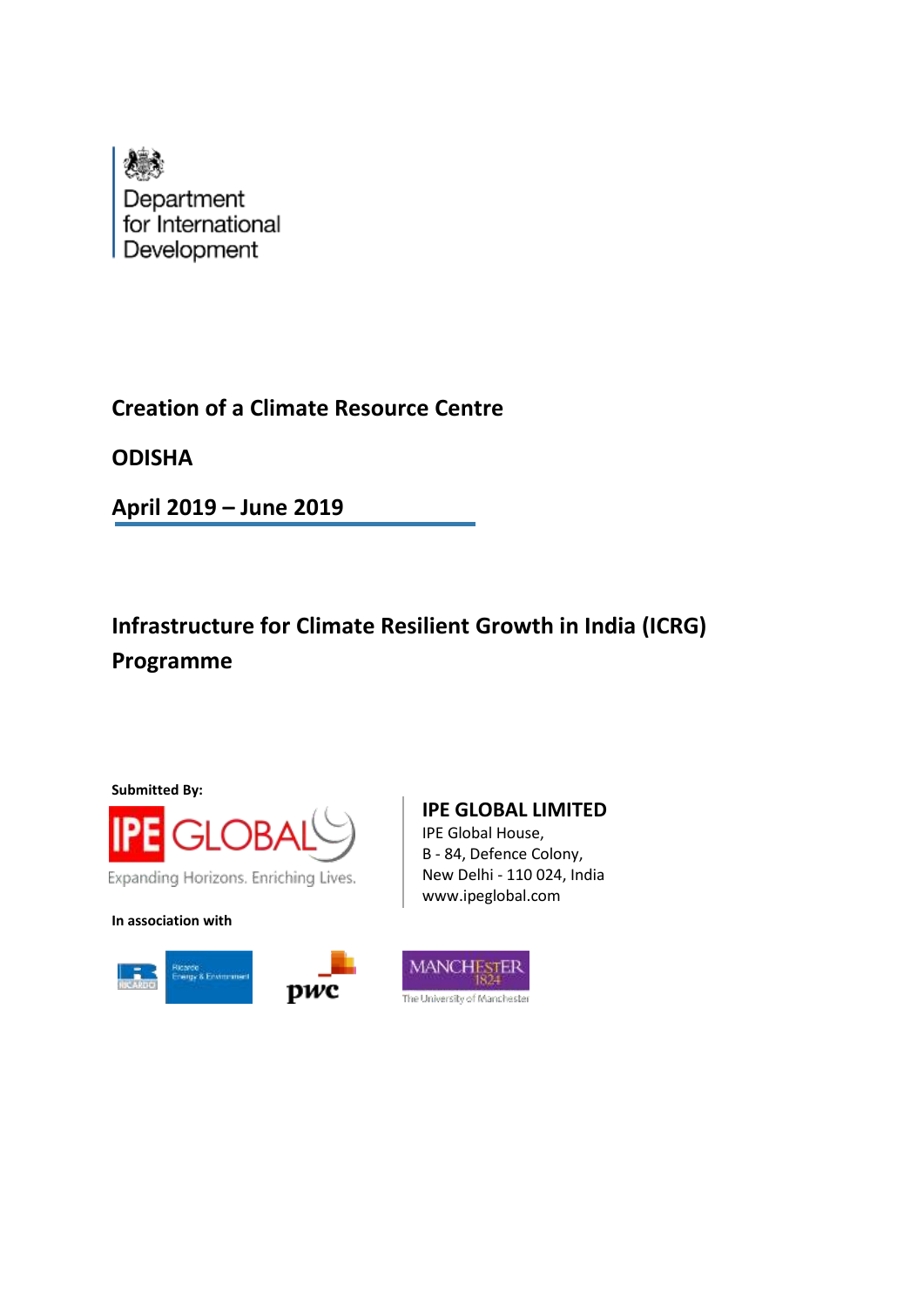Department for International Development

# Creation of a Climate Resource Centre

## ODISHA

## April 2019 – June 2019

## Infrastructure for Climate Resilient Growth in India (ICRG) Programme

**Submitted By:**

IPE GLOBAL

Expanding Horizons. Enriching Lives.

**IPE GLOBAL LIMITED**

IPE Global House,
B - 84, Defence Colony,
New Delhi - 110 024, India
www.ipeglobal.com

**In association with**

Ricardo Energy & Environment

pwc

MANCHESTER 1824 The University of Manchester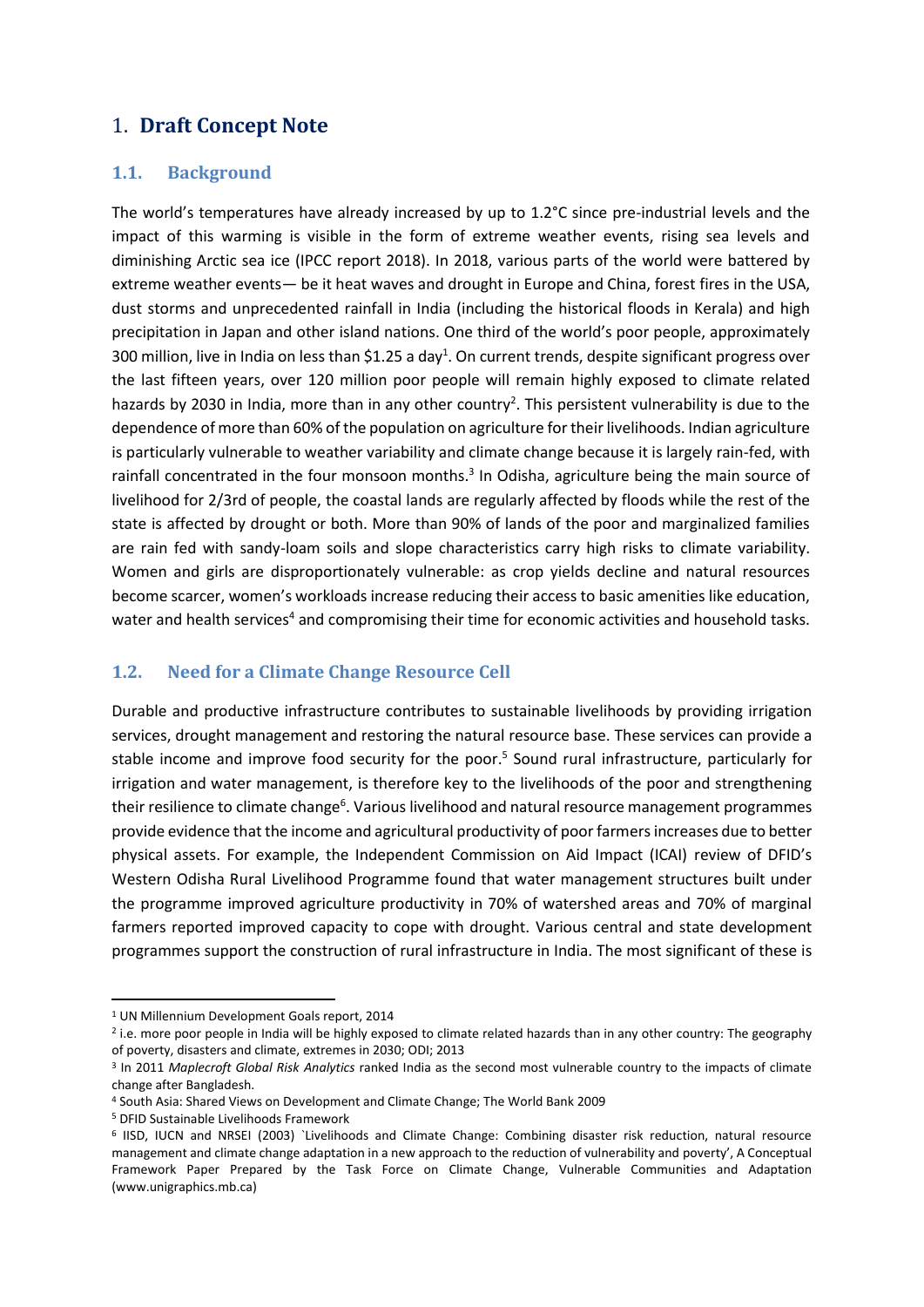# 1. **Draft Concept Note**

## 1.1. Background

The world's temperatures have already increased by up to 1.2°C since pre-industrial levels and the impact of this warming is visible in the form of extreme weather events, rising sea levels and diminishing Arctic sea ice (IPCC report 2018). In 2018, various parts of the world were battered by extreme weather events— be it heat waves and drought in Europe and China, forest fires in the USA, dust storms and unprecedented rainfall in India (including the historical floods in Kerala) and high precipitation in Japan and other island nations. One third of the world's poor people, approximately 300 million, live in India on less than $1.25 a day[1]. On current trends, despite significant progress over the last fifteen years, over 120 million poor people will remain highly exposed to climate related hazards by 2030 in India, more than in any other country[2]. This persistent vulnerability is due to the dependence of more than 60% of the population on agriculture for their livelihoods. Indian agriculture is particularly vulnerable to weather variability and climate change because it is largely rain-fed, with rainfall concentrated in the four monsoon months.[3] In Odisha, agriculture being the main source of livelihood for 2/3rd of people, the coastal lands are regularly affected by floods while the rest of the state is affected by drought or both. More than 90% of lands of the poor and marginalized families are rain fed with sandy-loam soils and slope characteristics carry high risks to climate variability. Women and girls are disproportionately vulnerable: as crop yields decline and natural resources become scarcer, women's workloads increase reducing their access to basic amenities like education, water and health services[4] and compromising their time for economic activities and household tasks.

## 1.2. Need for a Climate Change Resource Cell

Durable and productive infrastructure contributes to sustainable livelihoods by providing irrigation services, drought management and restoring the natural resource base. These services can provide a stable income and improve food security for the poor.[5] Sound rural infrastructure, particularly for irrigation and water management, is therefore key to the livelihoods of the poor and strengthening their resilience to climate change[6]. Various livelihood and natural resource management programmes provide evidence that the income and agricultural productivity of poor farmers increases due to better physical assets. For example, the Independent Commission on Aid Impact (ICAI) review of DFID's Western Odisha Rural Livelihood Programme found that water management structures built under the programme improved agriculture productivity in 70% of watershed areas and 70% of marginal farmers reported improved capacity to cope with drought. Various central and state development programmes support the construction of rural infrastructure in India. The most significant of these is

---

[1] UN Millennium Development Goals report, 2014

[2] i.e. more poor people in India will be highly exposed to climate related hazards than in any other country: The geography of poverty, disasters and climate, extremes in 2030; ODI; 2013

[3] In 2011 *Maplecroft Global Risk Analytics* ranked India as the second most vulnerable country to the impacts of climate change after Bangladesh.

[4] South Asia: Shared Views on Development and Climate Change; The World Bank 2009

[5] DFID Sustainable Livelihoods Framework

[6] IISD, IUCN and NRSEI (2003) `Livelihoods and Climate Change: Combining disaster risk reduction, natural resource management and climate change adaptation in a new approach to the reduction of vulnerability and poverty', A Conceptual Framework Paper Prepared by the Task Force on Climate Change, Vulnerable Communities and Adaptation (www.unigraphics.mb.ca)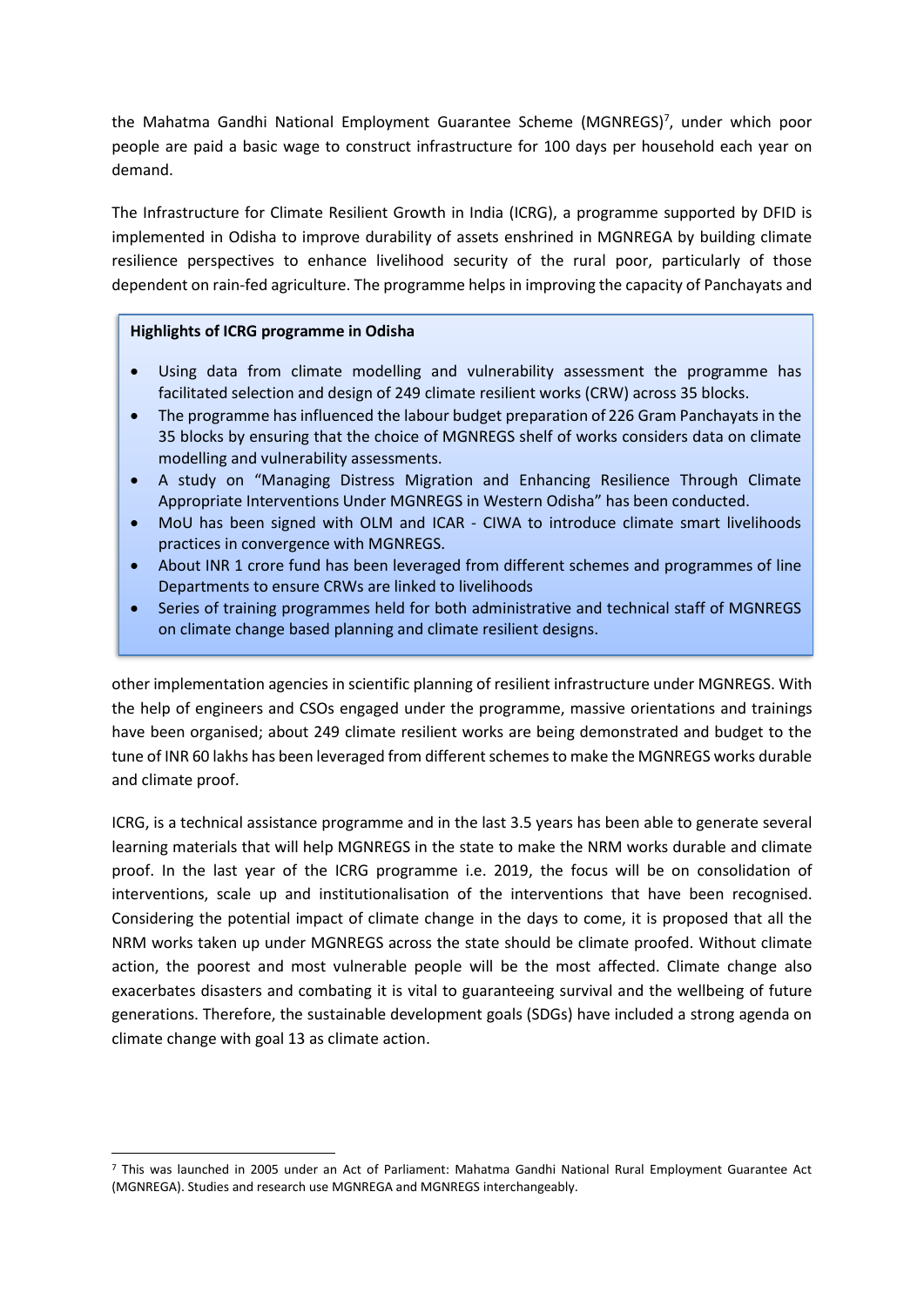the Mahatma Gandhi National Employment Guarantee Scheme (MGNREGS)[7], under which poor people are paid a basic wage to construct infrastructure for 100 days per household each year on demand.

The Infrastructure for Climate Resilient Growth in India (ICRG), a programme supported by DFID is implemented in Odisha to improve durability of assets enshrined in MGNREGA by building climate resilience perspectives to enhance livelihood security of the rural poor, particularly of those dependent on rain-fed agriculture. The programme helps in improving the capacity of Panchayats and other implementation agencies in scientific planning of resilient infrastructure under MGNREGS. With the help of engineers and CSOs engaged under the programme, massive orientations and trainings have been organised; about 249 climate resilient works are being demonstrated and budget to the tune of INR 60 lakhs has been leveraged from different schemes to make the MGNREGS works durable and climate proof.

> **Highlights of ICRG programme in Odisha**
>
> - Using data from climate modelling and vulnerability assessment the programme has facilitated selection and design of 249 climate resilient works (CRW) across 35 blocks.
> - The programme has influenced the labour budget preparation of 226 Gram Panchayats in the 35 blocks by ensuring that the choice of MGNREGS shelf of works considers data on climate modelling and vulnerability assessments.
> - A study on "Managing Distress Migration and Enhancing Resilience Through Climate Appropriate Interventions Under MGNREGS in Western Odisha" has been conducted.
> - MoU has been signed with OLM and ICAR - CIWA to introduce climate smart livelihoods practices in convergence with MGNREGS.
> - About INR 1 crore fund has been leveraged from different schemes and programmes of line Departments to ensure CRWs are linked to livelihoods
> - Series of training programmes held for both administrative and technical staff of MGNREGS on climate change based planning and climate resilient designs.

ICRG, is a technical assistance programme and in the last 3.5 years has been able to generate several learning materials that will help MGNREGS in the state to make the NRM works durable and climate proof. In the last year of the ICRG programme i.e. 2019, the focus will be on consolidation of interventions, scale up and institutionalisation of the interventions that have been recognised. Considering the potential impact of climate change in the days to come, it is proposed that all the NRM works taken up under MGNREGS across the state should be climate proofed. Without climate action, the poorest and most vulnerable people will be the most affected. Climate change also exacerbates disasters and combating it is vital to guaranteeing survival and the wellbeing of future generations. Therefore, the sustainable development goals (SDGs) have included a strong agenda on climate change with goal 13 as climate action.

---

[7] This was launched in 2005 under an Act of Parliament: Mahatma Gandhi National Rural Employment Guarantee Act (MGNREGA). Studies and research use MGNREGA and MGNREGS interchangeably.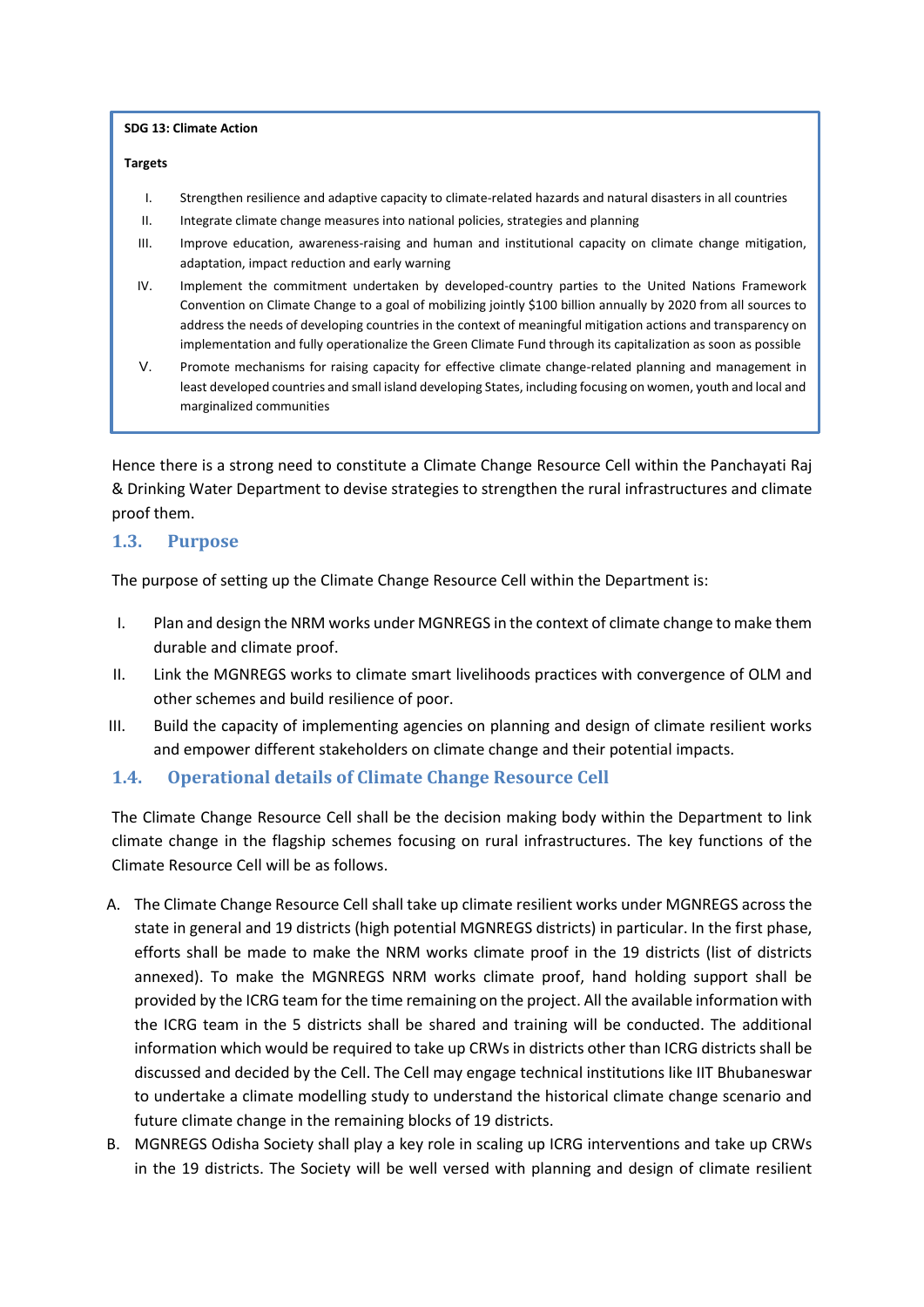**SDG 13: Climate Action**

**Targets**

I. Strengthen resilience and adaptive capacity to climate-related hazards and natural disasters in all countries
II. Integrate climate change measures into national policies, strategies and planning
III. Improve education, awareness-raising and human and institutional capacity on climate change mitigation, adaptation, impact reduction and early warning
IV. Implement the commitment undertaken by developed-country parties to the United Nations Framework Convention on Climate Change to a goal of mobilizing jointly $100 billion annually by 2020 from all sources to address the needs of developing countries in the context of meaningful mitigation actions and transparency on implementation and fully operationalize the Green Climate Fund through its capitalization as soon as possible
V. Promote mechanisms for raising capacity for effective climate change-related planning and management in least developed countries and small island developing States, including focusing on women, youth and local and marginalized communities

Hence there is a strong need to constitute a Climate Change Resource Cell within the Panchayati Raj & Drinking Water Department to devise strategies to strengthen the rural infrastructures and climate proof them.

## 1.3. Purpose

The purpose of setting up the Climate Change Resource Cell within the Department is:

I. Plan and design the NRM works under MGNREGS in the context of climate change to make them durable and climate proof.
II. Link the MGNREGS works to climate smart livelihoods practices with convergence of OLM and other schemes and build resilience of poor.
III. Build the capacity of implementing agencies on planning and design of climate resilient works and empower different stakeholders on climate change and their potential impacts.

## 1.4. Operational details of Climate Change Resource Cell

The Climate Change Resource Cell shall be the decision making body within the Department to link climate change in the flagship schemes focusing on rural infrastructures. The key functions of the Climate Resource Cell will be as follows.

A. The Climate Change Resource Cell shall take up climate resilient works under MGNREGS across the state in general and 19 districts (high potential MGNREGS districts) in particular. In the first phase, efforts shall be made to make the NRM works climate proof in the 19 districts (list of districts annexed). To make the MGNREGS NRM works climate proof, hand holding support shall be provided by the ICRG team for the time remaining on the project. All the available information with the ICRG team in the 5 districts shall be shared and training will be conducted. The additional information which would be required to take up CRWs in districts other than ICRG districts shall be discussed and decided by the Cell. The Cell may engage technical institutions like IIT Bhubaneswar to undertake a climate modelling study to understand the historical climate change scenario and future climate change in the remaining blocks of 19 districts.
B. MGNREGS Odisha Society shall play a key role in scaling up ICRG interventions and take up CRWs in the 19 districts. The Society will be well versed with planning and design of climate resilient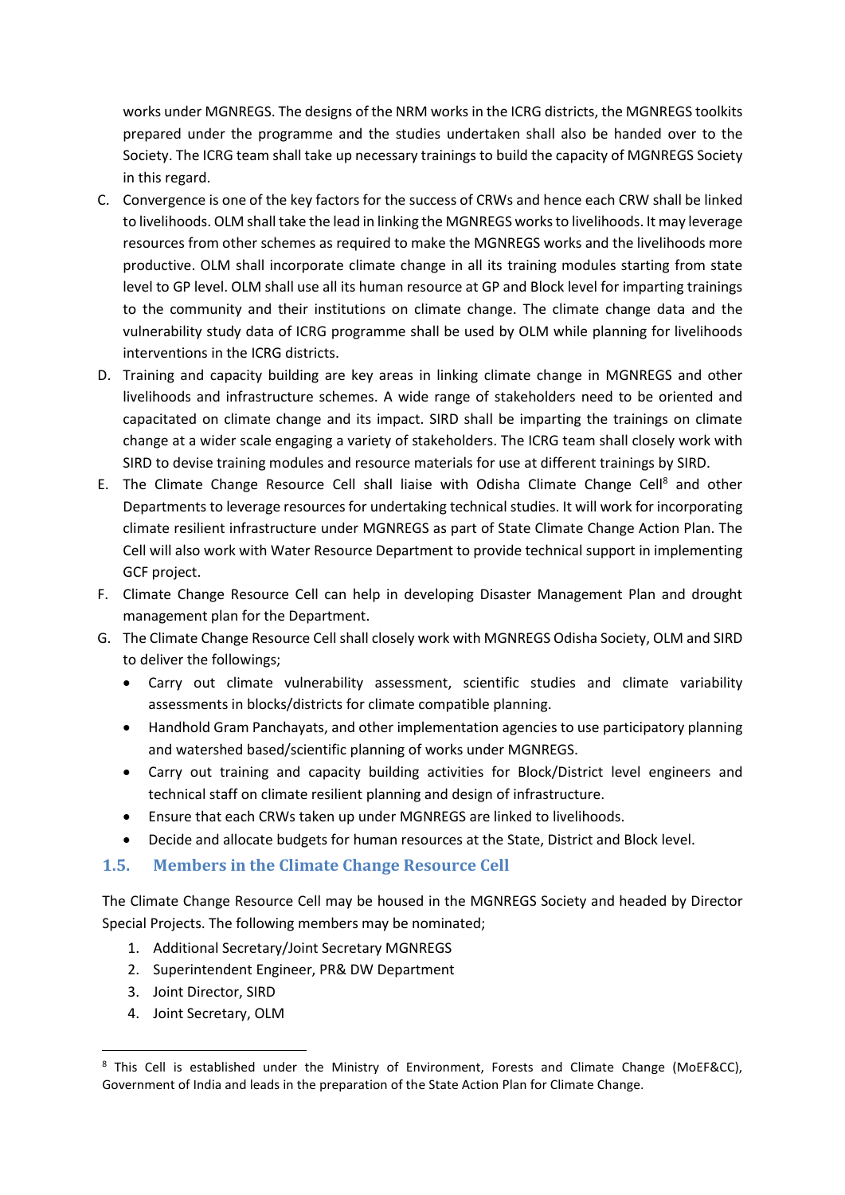works under MGNREGS. The designs of the NRM works in the ICRG districts, the MGNREGS toolkits prepared under the programme and the studies undertaken shall also be handed over to the Society. The ICRG team shall take up necessary trainings to build the capacity of MGNREGS Society in this regard.

C. Convergence is one of the key factors for the success of CRWs and hence each CRW shall be linked to livelihoods. OLM shall take the lead in linking the MGNREGS works to livelihoods. It may leverage resources from other schemes as required to make the MGNREGS works and the livelihoods more productive. OLM shall incorporate climate change in all its training modules starting from state level to GP level. OLM shall use all its human resource at GP and Block level for imparting trainings to the community and their institutions on climate change. The climate change data and the vulnerability study data of ICRG programme shall be used by OLM while planning for livelihoods interventions in the ICRG districts.

D. Training and capacity building are key areas in linking climate change in MGNREGS and other livelihoods and infrastructure schemes. A wide range of stakeholders need to be oriented and capacitated on climate change and its impact. SIRD shall be imparting the trainings on climate change at a wider scale engaging a variety of stakeholders. The ICRG team shall closely work with SIRD to devise training modules and resource materials for use at different trainings by SIRD.

E. The Climate Change Resource Cell shall liaise with Odisha Climate Change Cell[8] and other Departments to leverage resources for undertaking technical studies. It will work for incorporating climate resilient infrastructure under MGNREGS as part of State Climate Change Action Plan. The Cell will also work with Water Resource Department to provide technical support in implementing GCF project.

F. Climate Change Resource Cell can help in developing Disaster Management Plan and drought management plan for the Department.

G. The Climate Change Resource Cell shall closely work with MGNREGS Odisha Society, OLM and SIRD to deliver the followings;
   - Carry out climate vulnerability assessment, scientific studies and climate variability assessments in blocks/districts for climate compatible planning.
   - Handhold Gram Panchayats, and other implementation agencies to use participatory planning and watershed based/scientific planning of works under MGNREGS.
   - Carry out training and capacity building activities for Block/District level engineers and technical staff on climate resilient planning and design of infrastructure.
   - Ensure that each CRWs taken up under MGNREGS are linked to livelihoods.
   - Decide and allocate budgets for human resources at the State, District and Block level.

## 1.5. Members in the Climate Change Resource Cell

The Climate Change Resource Cell may be housed in the MGNREGS Society and headed by Director Special Projects. The following members may be nominated;

1. Additional Secretary/Joint Secretary MGNREGS
2. Superintendent Engineer, PR& DW Department
3. Joint Director, SIRD
4. Joint Secretary, OLM

[8] This Cell is established under the Ministry of Environment, Forests and Climate Change (MoEF&CC), Government of India and leads in the preparation of the State Action Plan for Climate Change.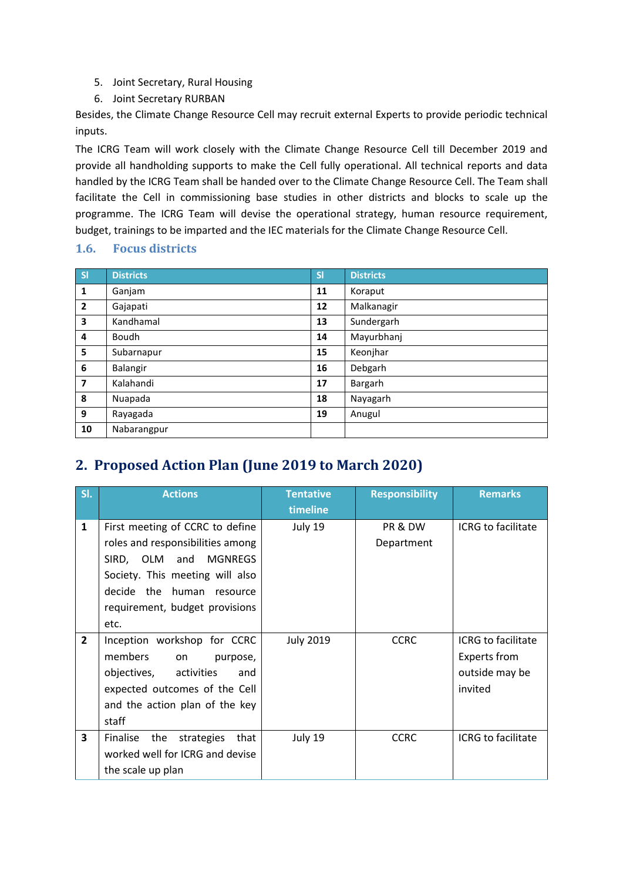5. Joint Secretary, Rural Housing
6. Joint Secretary RURBAN

Besides, the Climate Change Resource Cell may recruit external Experts to provide periodic technical inputs.

The ICRG Team will work closely with the Climate Change Resource Cell till December 2019 and provide all handholding supports to make the Cell fully operational. All technical reports and data handled by the ICRG Team shall be handed over to the Climate Change Resource Cell. The Team shall facilitate the Cell in commissioning base studies in other districts and blocks to scale up the programme. The ICRG Team will devise the operational strategy, human resource requirement, budget, trainings to be imparted and the IEC materials for the Climate Change Resource Cell.

### 1.6. Focus districts

| Sl | Districts | Sl | Districts |
|---|---|---|---|
| **1** | Ganjam | **11** | Koraput |
| **2** | Gajapati | **12** | Malkanagir |
| **3** | Kandhamal | **13** | Sundergarh |
| **4** | Boudh | **14** | Mayurbhanj |
| **5** | Subarnapur | **15** | Keonjhar |
| **6** | Balangir | **16** | Debgarh |
| **7** | Kalahandi | **17** | Bargarh |
| **8** | Nuapada | **18** | Nayagarh |
| **9** | Rayagada | **19** | Anugul |
| **10** | Nabarangpur | | |

## 2. Proposed Action Plan (June 2019 to March 2020)

| Sl. | Actions | Tentative timeline | Responsibility | Remarks |
|---|---|---|---|---|
| **1** | First meeting of CCRC to define roles and responsibilities among SIRD, OLM and MGNREGS Society. This meeting will also decide the human resource requirement, budget provisions etc. | July 19 | PR & DW Department | ICRG to facilitate |
| **2** | Inception workshop for CCRC members on purpose, objectives, activities and expected outcomes of the Cell and the action plan of the key staff | July 2019 | CCRC | ICRG to facilitate Experts from outside may be invited |
| **3** | Finalise the strategies that worked well for ICRG and devise the scale up plan | July 19 | CCRC | ICRG to facilitate |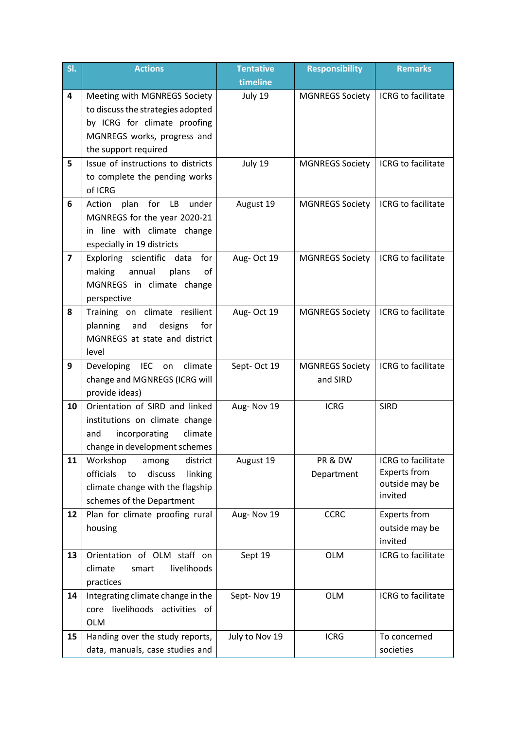| Sl. | Actions | Tentative timeline | Responsibility | Remarks |
|---|---|---|---|---|
| 4 | Meeting with MGNREGS Society to discuss the strategies adopted by ICRG for climate proofing MGNREGS works, progress and the support required | July 19 | MGNREGS Society | ICRG to facilitate |
| 5 | Issue of instructions to districts to complete the pending works of ICRG | July 19 | MGNREGS Society | ICRG to facilitate |
| 6 | Action plan for LB under MGNREGS for the year 2020-21 in line with climate change especially in 19 districts | August 19 | MGNREGS Society | ICRG to facilitate |
| 7 | Exploring scientific data for making annual plans of MGNREGS in climate change perspective | Aug- Oct 19 | MGNREGS Society | ICRG to facilitate |
| 8 | Training on climate resilient planning and designs for MGNREGS at state and district level | Aug- Oct 19 | MGNREGS Society | ICRG to facilitate |
| 9 | Developing IEC on climate change and MGNREGS (ICRG will provide ideas) | Sept- Oct 19 | MGNREGS Society and SIRD | ICRG to facilitate |
| 10 | Orientation of SIRD and linked institutions on climate change and incorporating climate change in development schemes | Aug- Nov 19 | ICRG | SIRD |
| 11 | Workshop among district officials to discuss linking climate change with the flagship schemes of the Department | August 19 | PR & DW Department | ICRG to facilitate Experts from outside may be invited |
| 12 | Plan for climate proofing rural housing | Aug- Nov 19 | CCRC | Experts from outside may be invited |
| 13 | Orientation of OLM staff on climate smart livelihoods practices | Sept 19 | OLM | ICRG to facilitate |
| 14 | Integrating climate change in the core livelihoods activities of OLM | Sept- Nov 19 | OLM | ICRG to facilitate |
| 15 | Handing over the study reports, data, manuals, case studies and | July to Nov 19 | ICRG | To concerned societies |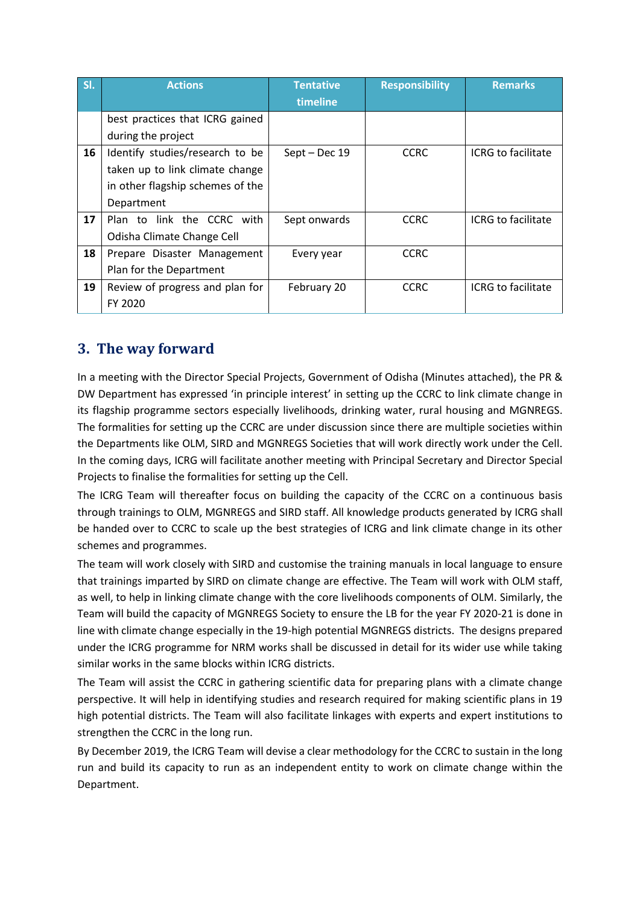| Sl. | Actions | Tentative timeline | Responsibility | Remarks |
|---|---|---|---|---|
| | best practices that ICRG gained during the project | | | |
| **16** | Identify studies/research to be taken up to link climate change in other flagship schemes of the Department | Sept – Dec 19 | CCRC | ICRG to facilitate |
| **17** | Plan to link the CCRC with Odisha Climate Change Cell | Sept onwards | CCRC | ICRG to facilitate |
| **18** | Prepare Disaster Management Plan for the Department | Every year | CCRC | |
| **19** | Review of progress and plan for FY 2020 | February 20 | CCRC | ICRG to facilitate |

## 3. The way forward

In a meeting with the Director Special Projects, Government of Odisha (Minutes attached), the PR & DW Department has expressed 'in principle interest' in setting up the CCRC to link climate change in its flagship programme sectors especially livelihoods, drinking water, rural housing and MGNREGS. The formalities for setting up the CCRC are under discussion since there are multiple societies within the Departments like OLM, SIRD and MGNREGS Societies that will work directly work under the Cell. In the coming days, ICRG will facilitate another meeting with Principal Secretary and Director Special Projects to finalise the formalities for setting up the Cell.

The ICRG Team will thereafter focus on building the capacity of the CCRC on a continuous basis through trainings to OLM, MGNREGS and SIRD staff. All knowledge products generated by ICRG shall be handed over to CCRC to scale up the best strategies of ICRG and link climate change in its other schemes and programmes.

The team will work closely with SIRD and customise the training manuals in local language to ensure that trainings imparted by SIRD on climate change are effective. The Team will work with OLM staff, as well, to help in linking climate change with the core livelihoods components of OLM. Similarly, the Team will build the capacity of MGNREGS Society to ensure the LB for the year FY 2020-21 is done in line with climate change especially in the 19-high potential MGNREGS districts. The designs prepared under the ICRG programme for NRM works shall be discussed in detail for its wider use while taking similar works in the same blocks within ICRG districts.

The Team will assist the CCRC in gathering scientific data for preparing plans with a climate change perspective. It will help in identifying studies and research required for making scientific plans in 19 high potential districts. The Team will also facilitate linkages with experts and expert institutions to strengthen the CCRC in the long run.

By December 2019, the ICRG Team will devise a clear methodology for the CCRC to sustain in the long run and build its capacity to run as an independent entity to work on climate change within the Department.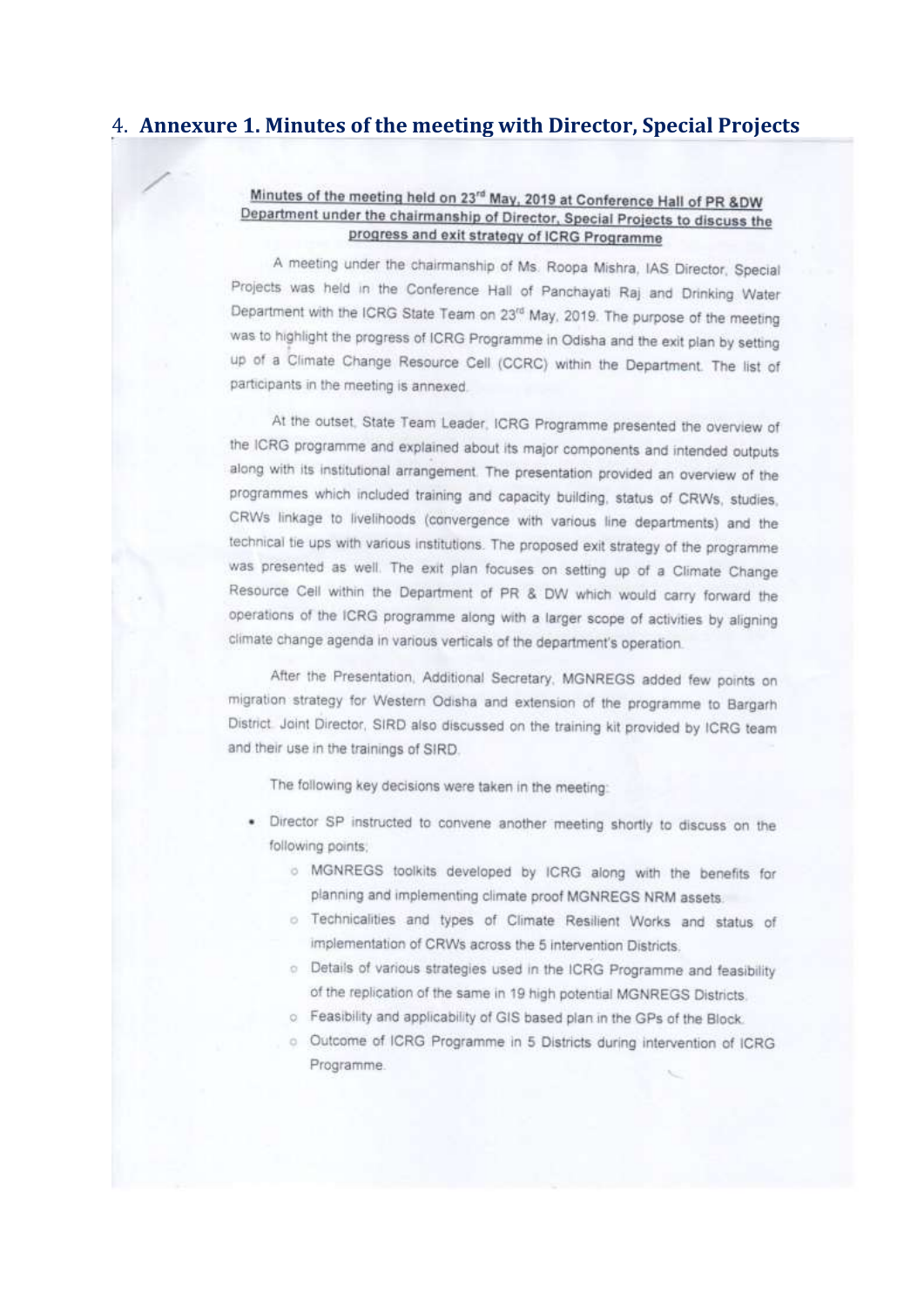## 4. Annexure 1. Minutes of the meeting with Director, Special Projects

**Minutes of the meeting held on 23rd May, 2019 at Conference Hall of PR &DW Department under the chairmanship of Director, Special Projects to discuss the progress and exit strategy of ICRG Programme**

A meeting under the chairmanship of Ms. Roopa Mishra, IAS Director, Special Projects was held in the Conference Hall of Panchayati Raj and Drinking Water Department with the ICRG State Team on 23rd May, 2019. The purpose of the meeting was to highlight the progress of ICRG Programme in Odisha and the exit plan by setting up of a Climate Change Resource Cell (CCRC) within the Department. The list of participants in the meeting is annexed.

At the outset, State Team Leader, ICRG Programme presented the overview of the ICRG programme and explained about its major components and intended outputs along with its institutional arrangement. The presentation provided an overview of the programmes which included training and capacity building, status of CRWs, studies, CRWs linkage to livelihoods (convergence with various line departments) and the technical tie ups with various institutions. The proposed exit strategy of the programme was presented as well. The exit plan focuses on setting up of a Climate Change Resource Cell within the Department of PR & DW which would carry forward the operations of the ICRG programme along with a larger scope of activities by aligning climate change agenda in various verticals of the department's operation.

After the Presentation, Additional Secretary, MGNREGS added few points on migration strategy for Western Odisha and extension of the programme to Bargarh District. Joint Director, SIRD also discussed on the training kit provided by ICRG team and their use in the trainings of SIRD.

The following key decisions were taken in the meeting:

- Director SP instructed to convene another meeting shortly to discuss on the following points;
  - MGNREGS toolkits developed by ICRG along with the benefits for planning and implementing climate proof MGNREGS NRM assets.
  - Technicalities and types of Climate Resilient Works and status of implementation of CRWs across the 5 intervention Districts.
  - Details of various strategies used in the ICRG Programme and feasibility of the replication of the same in 19 high potential MGNREGS Districts.
  - Feasibility and applicability of GIS based plan in the GPs of the Block.
  - Outcome of ICRG Programme in 5 Districts during intervention of ICRG Programme.